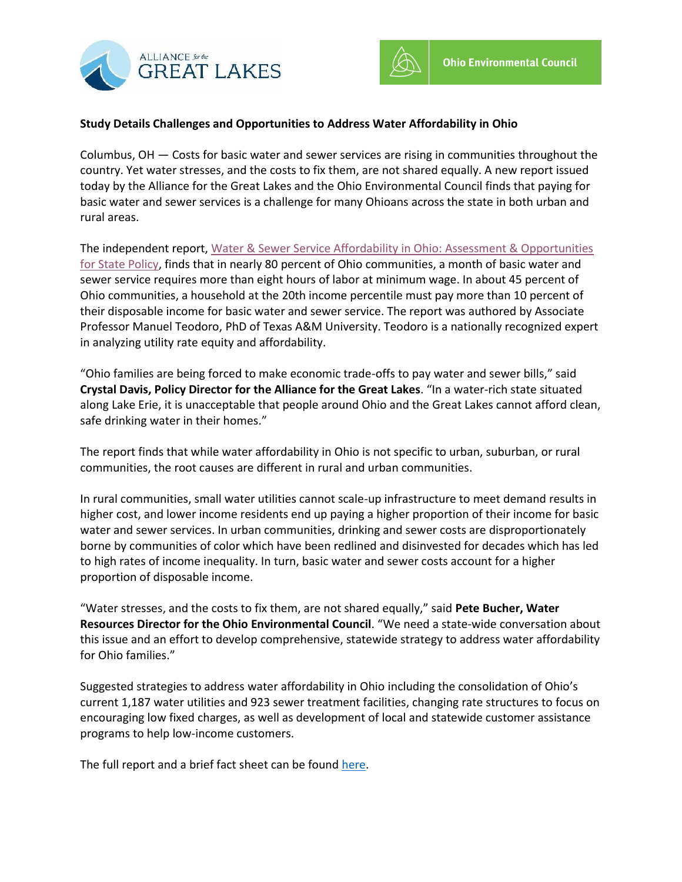**Study Details Challenges and Opportunities to Address Water Affordability in Ohio**

Columbus, OH — Costs for basic water and sewer services are rising in communities throughout the country. Yet water stresses, and the costs to fix them, are not shared equally. A new report issued today by the Alliance for the Great Lakes and the Ohio Environmental Council finds that paying for basic water and sewer services is a challenge for many Ohioans across the state in both urban and rural areas.

The independent report, [Water & Sewer Service Affordability in Ohio: Assessment & Opportunities for State Policy](), finds that in nearly 80 percent of Ohio communities, a month of basic water and sewer service requires more than eight hours of labor at minimum wage. In about 45 percent of Ohio communities, a household at the 20th income percentile must pay more than 10 percent of their disposable income for basic water and sewer service. The report was authored by Associate Professor Manuel Teodoro, PhD of Texas A&M University. Teodoro is a nationally recognized expert in analyzing utility rate equity and affordability.

"Ohio families are being forced to make economic trade-offs to pay water and sewer bills," said **Crystal Davis, Policy Director for the Alliance for the Great Lakes**. "In a water-rich state situated along Lake Erie, it is unacceptable that people around Ohio and the Great Lakes cannot afford clean, safe drinking water in their homes."

The report finds that while water affordability in Ohio is not specific to urban, suburban, or rural communities, the root causes are different in rural and urban communities.

In rural communities, small water utilities cannot scale-up infrastructure to meet demand results in higher cost, and lower income residents end up paying a higher proportion of their income for basic water and sewer services. In urban communities, drinking and sewer costs are disproportionately borne by communities of color which have been redlined and disinvested for decades which has led to high rates of income inequality. In turn, basic water and sewer costs account for a higher proportion of disposable income.

"Water stresses, and the costs to fix them, are not shared equally," said **Pete Bucher, Water Resources Director for the Ohio Environmental Council**. "We need a state-wide conversation about this issue and an effort to develop comprehensive, statewide strategy to address water affordability for Ohio families."

Suggested strategies to address water affordability in Ohio including the consolidation of Ohio's current 1,187 water utilities and 923 sewer treatment facilities, changing rate structures to focus on encouraging low fixed charges, as well as development of local and statewide customer assistance programs to help low-income customers.

The full report and a brief fact sheet can be found [here]().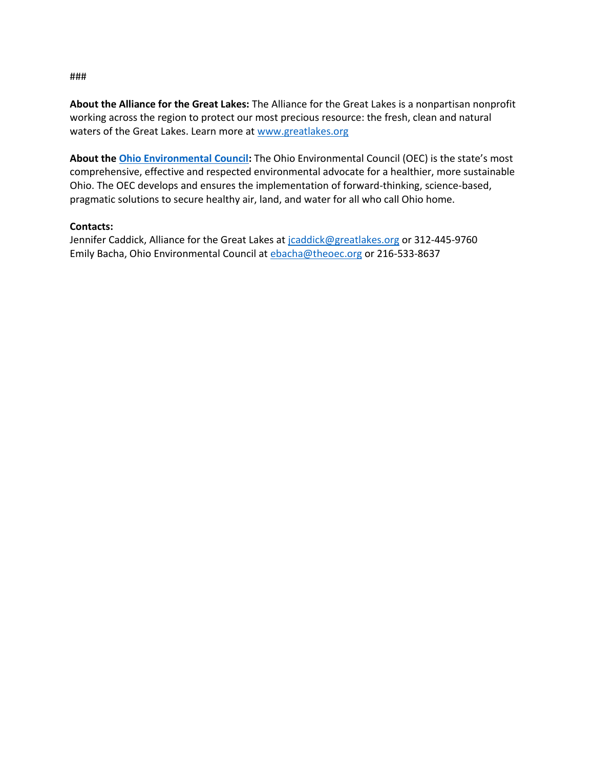###

**About the Alliance for the Great Lakes:** The Alliance for the Great Lakes is a nonpartisan nonprofit working across the region to protect our most precious resource: the fresh, clean and natural waters of the Great Lakes. Learn more at [www.greatlakes.org](www.greatlakes.org)

**About the [Ohio Environmental Council](Ohio Environmental Council):** The Ohio Environmental Council (OEC) is the state's most comprehensive, effective and respected environmental advocate for a healthier, more sustainable Ohio. The OEC develops and ensures the implementation of forward-thinking, science-based, pragmatic solutions to secure healthy air, land, and water for all who call Ohio home.

**Contacts:**
Jennifer Caddick, Alliance for the Great Lakes at jcaddick@greatlakes.org or 312-445-9760
Emily Bacha, Ohio Environmental Council at ebacha@theoec.org or 216-533-8637